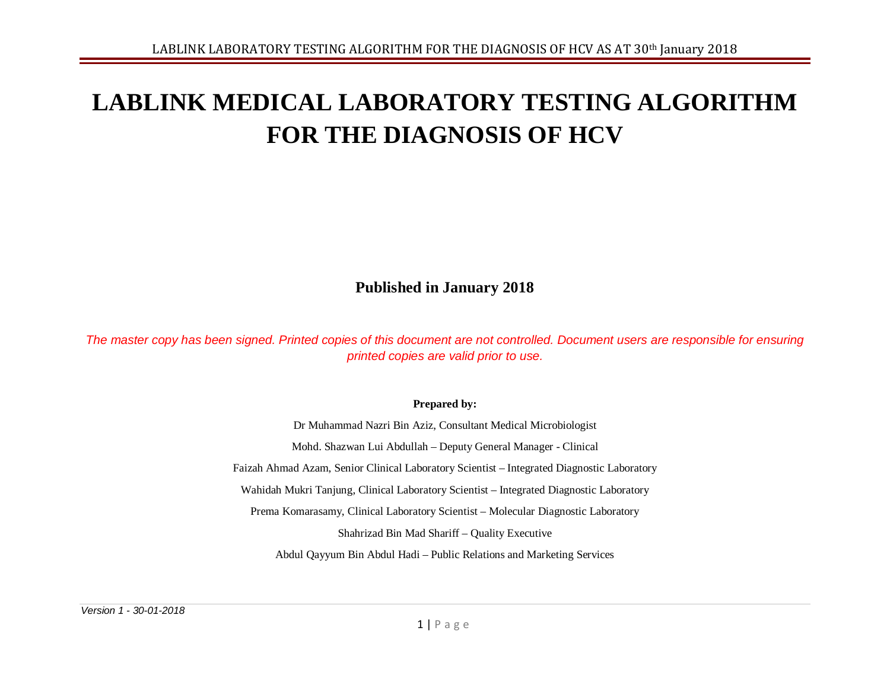# LABLINK MEDICAL LABORATORY TESTING ALGORITHM FOR THE DIAGNOSIS OF HCV

**Published in January 2018**

*The master copy has been signed. Printed copies of this document are not controlled. Document users are responsible for ensuring printed copies are valid prior to use.*

**Prepared by:**

Dr Muhammad Nazri Bin Aziz, Consultant Medical Microbiologist

Mohd. Shazwan Lui Abdullah – Deputy General Manager - Clinical

Faizah Ahmad Azam, Senior Clinical Laboratory Scientist – Integrated Diagnostic Laboratory

Wahidah Mukri Tanjung, Clinical Laboratory Scientist – Integrated Diagnostic Laboratory

Prema Komarasamy, Clinical Laboratory Scientist – Molecular Diagnostic Laboratory

Shahrizad Bin Mad Shariff – Quality Executive

Abdul Qayyum Bin Abdul Hadi – Public Relations and Marketing Services

*Version 1 - 30-01-2018*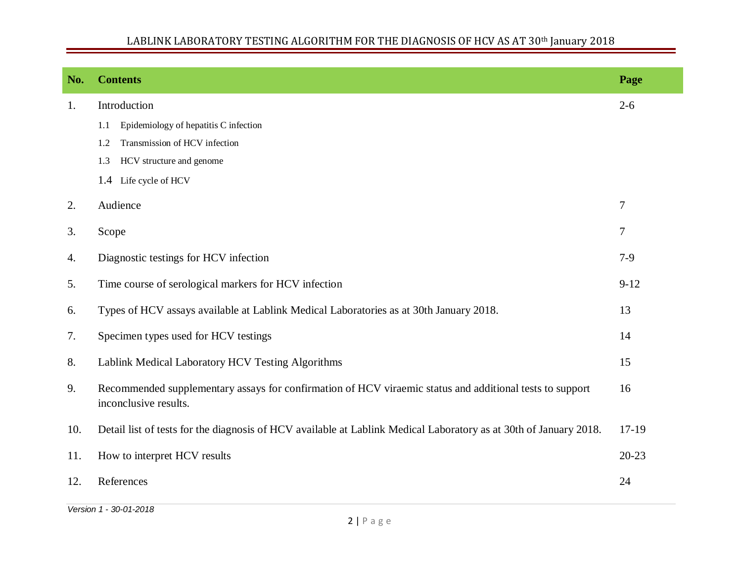| No. | Contents | Page |
|---|---|---|
| 1. | Introduction | 2-6 |
| | 1.1 Epidemiology of hepatitis C infection | |
| | 1.2 Transmission of HCV infection | |
| | 1.3 HCV structure and genome | |
| | 1.4 Life cycle of HCV | |
| 2. | Audience | 7 |
| 3. | Scope | 7 |
| 4. | Diagnostic testings for HCV infection | 7-9 |
| 5. | Time course of serological markers for HCV infection | 9-12 |
| 6. | Types of HCV assays available at Lablink Medical Laboratories as at 30th January 2018. | 13 |
| 7. | Specimen types used for HCV testings | 14 |
| 8. | Lablink Medical Laboratory HCV Testing Algorithms | 15 |
| 9. | Recommended supplementary assays for confirmation of HCV viraemic status and additional tests to support inconclusive results. | 16 |
| 10. | Detail list of tests for the diagnosis of HCV available at Lablink Medical Laboratory as at 30th of January 2018. | 17-19 |
| 11. | How to interpret HCV results | 20-23 |
| 12. | References | 24 |

*Version 1 - 30-01-2018*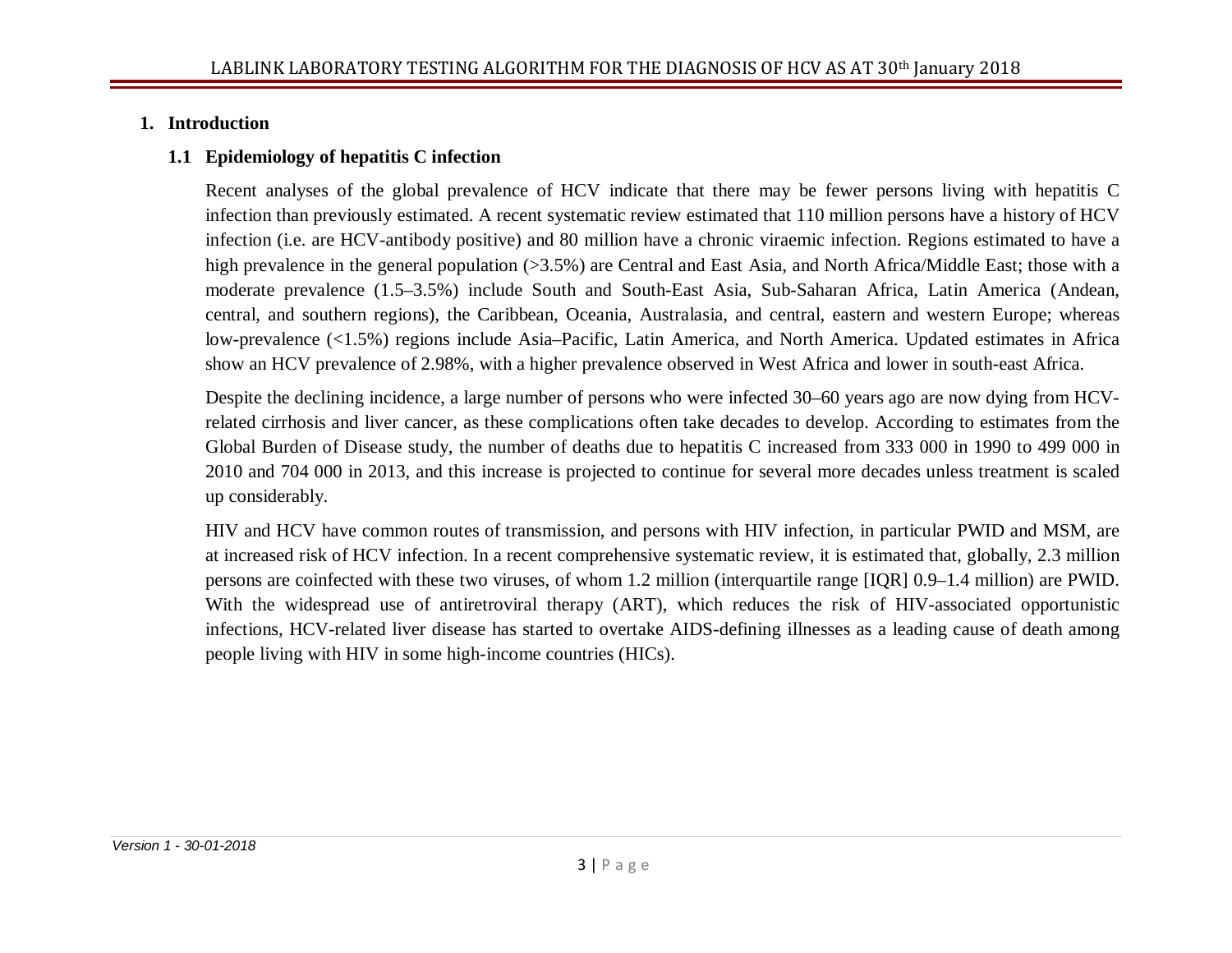## 1. Introduction

### 1.1 Epidemiology of hepatitis C infection

Recent analyses of the global prevalence of HCV indicate that there may be fewer persons living with hepatitis C infection than previously estimated. A recent systematic review estimated that 110 million persons have a history of HCV infection (i.e. are HCV-antibody positive) and 80 million have a chronic viraemic infection. Regions estimated to have a high prevalence in the general population (>3.5%) are Central and East Asia, and North Africa/Middle East; those with a moderate prevalence (1.5–3.5%) include South and South-East Asia, Sub-Saharan Africa, Latin America (Andean, central, and southern regions), the Caribbean, Oceania, Australasia, and central, eastern and western Europe; whereas low-prevalence (<1.5%) regions include Asia–Pacific, Latin America, and North America. Updated estimates in Africa show an HCV prevalence of 2.98%, with a higher prevalence observed in West Africa and lower in south-east Africa.

Despite the declining incidence, a large number of persons who were infected 30–60 years ago are now dying from HCV-related cirrhosis and liver cancer, as these complications often take decades to develop. According to estimates from the Global Burden of Disease study, the number of deaths due to hepatitis C increased from 333 000 in 1990 to 499 000 in 2010 and 704 000 in 2013, and this increase is projected to continue for several more decades unless treatment is scaled up considerably.

HIV and HCV have common routes of transmission, and persons with HIV infection, in particular PWID and MSM, are at increased risk of HCV infection. In a recent comprehensive systematic review, it is estimated that, globally, 2.3 million persons are coinfected with these two viruses, of whom 1.2 million (interquartile range [IQR] 0.9–1.4 million) are PWID. With the widespread use of antiretroviral therapy (ART), which reduces the risk of HIV-associated opportunistic infections, HCV-related liver disease has started to overtake AIDS-defining illnesses as a leading cause of death among people living with HIV in some high-income countries (HICs).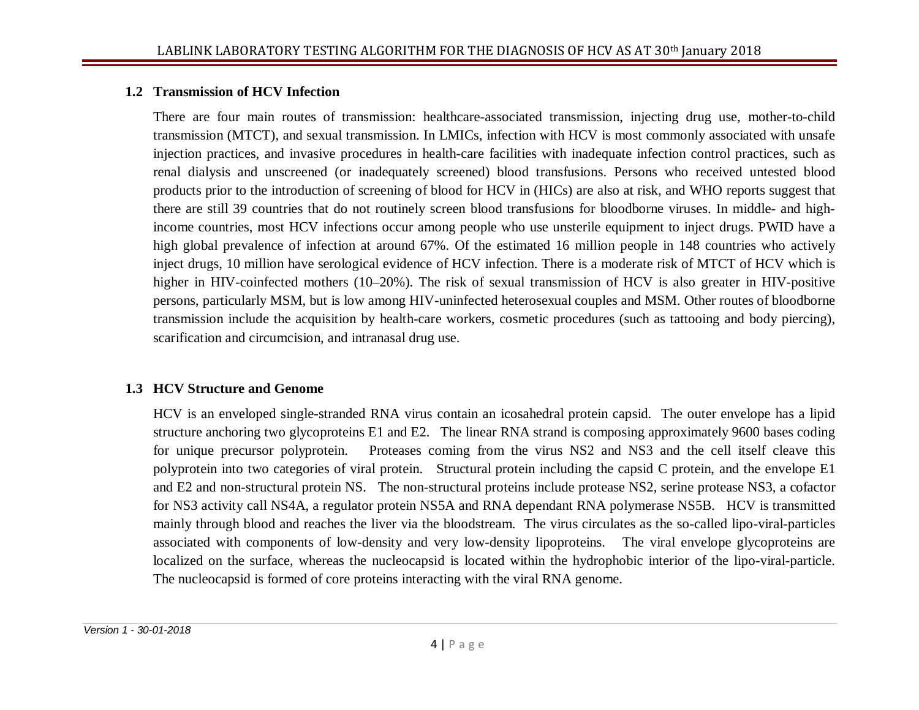## 1.2 Transmission of HCV Infection

There are four main routes of transmission: healthcare-associated transmission, injecting drug use, mother-to-child transmission (MTCT), and sexual transmission. In LMICs, infection with HCV is most commonly associated with unsafe injection practices, and invasive procedures in health-care facilities with inadequate infection control practices, such as renal dialysis and unscreened (or inadequately screened) blood transfusions. Persons who received untested blood products prior to the introduction of screening of blood for HCV in (HICs) are also at risk, and WHO reports suggest that there are still 39 countries that do not routinely screen blood transfusions for bloodborne viruses. In middle- and high-income countries, most HCV infections occur among people who use unsterile equipment to inject drugs. PWID have a high global prevalence of infection at around 67%. Of the estimated 16 million people in 148 countries who actively inject drugs, 10 million have serological evidence of HCV infection. There is a moderate risk of MTCT of HCV which is higher in HIV-coinfected mothers (10–20%). The risk of sexual transmission of HCV is also greater in HIV-positive persons, particularly MSM, but is low among HIV-uninfected heterosexual couples and MSM. Other routes of bloodborne transmission include the acquisition by health-care workers, cosmetic procedures (such as tattooing and body piercing), scarification and circumcision, and intranasal drug use.

## 1.3 HCV Structure and Genome

HCV is an enveloped single-stranded RNA virus contain an icosahedral protein capsid. The outer envelope has a lipid structure anchoring two glycoproteins E1 and E2. The linear RNA strand is composing approximately 9600 bases coding for unique precursor polyprotein. Proteases coming from the virus NS2 and NS3 and the cell itself cleave this polyprotein into two categories of viral protein. Structural protein including the capsid C protein, and the envelope E1 and E2 and non-structural protein NS. The non-structural proteins include protease NS2, serine protease NS3, a cofactor for NS3 activity call NS4A, a regulator protein NS5A and RNA dependant RNA polymerase NS5B. HCV is transmitted mainly through blood and reaches the liver via the bloodstream. The virus circulates as the so-called lipo-viral-particles associated with components of low-density and very low-density lipoproteins. The viral envelope glycoproteins are localized on the surface, whereas the nucleocapsid is located within the hydrophobic interior of the lipo-viral-particle. The nucleocapsid is formed of core proteins interacting with the viral RNA genome.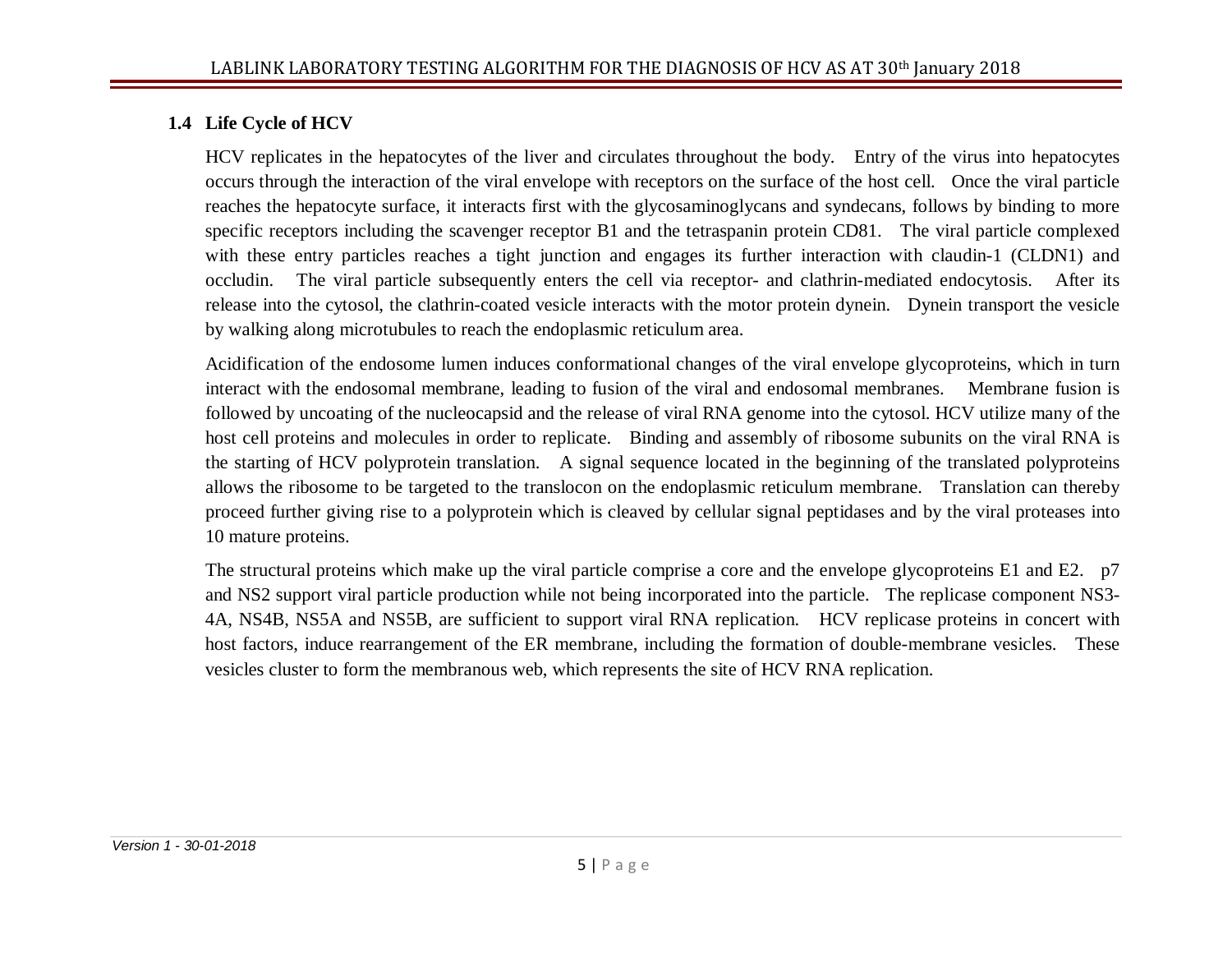## 1.4 Life Cycle of HCV

HCV replicates in the hepatocytes of the liver and circulates throughout the body. Entry of the virus into hepatocytes occurs through the interaction of the viral envelope with receptors on the surface of the host cell. Once the viral particle reaches the hepatocyte surface, it interacts first with the glycosaminoglycans and syndecans, follows by binding to more specific receptors including the scavenger receptor B1 and the tetraspanin protein CD81. The viral particle complexed with these entry particles reaches a tight junction and engages its further interaction with claudin-1 (CLDN1) and occludin. The viral particle subsequently enters the cell via receptor- and clathrin-mediated endocytosis. After its release into the cytosol, the clathrin-coated vesicle interacts with the motor protein dynein. Dynein transport the vesicle by walking along microtubules to reach the endoplasmic reticulum area.

Acidification of the endosome lumen induces conformational changes of the viral envelope glycoproteins, which in turn interact with the endosomal membrane, leading to fusion of the viral and endosomal membranes. Membrane fusion is followed by uncoating of the nucleocapsid and the release of viral RNA genome into the cytosol. HCV utilize many of the host cell proteins and molecules in order to replicate. Binding and assembly of ribosome subunits on the viral RNA is the starting of HCV polyprotein translation. A signal sequence located in the beginning of the translated polyproteins allows the ribosome to be targeted to the translocon on the endoplasmic reticulum membrane. Translation can thereby proceed further giving rise to a polyprotein which is cleaved by cellular signal peptidases and by the viral proteases into 10 mature proteins.

The structural proteins which make up the viral particle comprise a core and the envelope glycoproteins E1 and E2. p7 and NS2 support viral particle production while not being incorporated into the particle. The replicase component NS3-4A, NS4B, NS5A and NS5B, are sufficient to support viral RNA replication. HCV replicase proteins in concert with host factors, induce rearrangement of the ER membrane, including the formation of double-membrane vesicles. These vesicles cluster to form the membranous web, which represents the site of HCV RNA replication.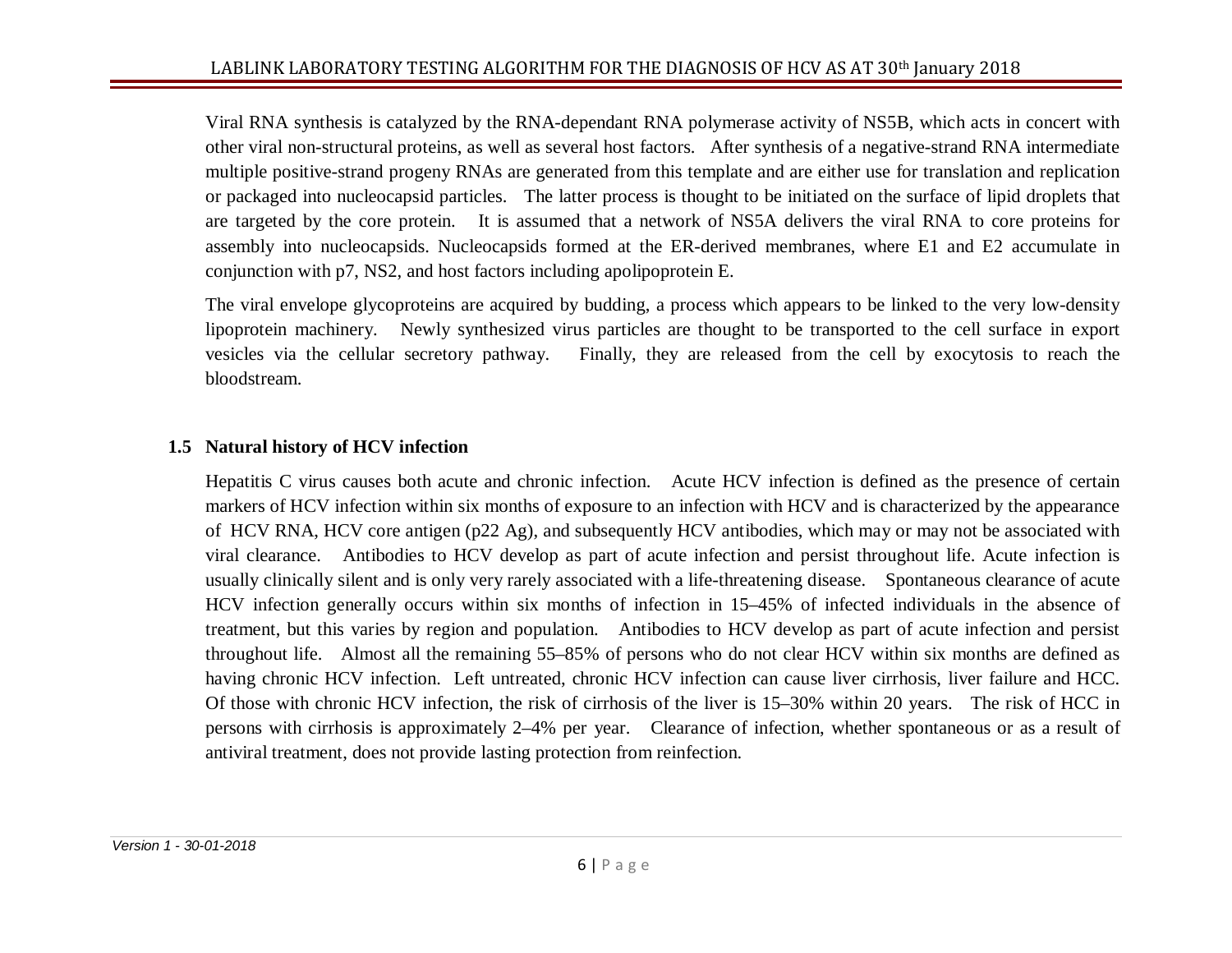Viral RNA synthesis is catalyzed by the RNA-dependant RNA polymerase activity of NS5B, which acts in concert with other viral non-structural proteins, as well as several host factors. After synthesis of a negative-strand RNA intermediate multiple positive-strand progeny RNAs are generated from this template and are either use for translation and replication or packaged into nucleocapsid particles. The latter process is thought to be initiated on the surface of lipid droplets that are targeted by the core protein. It is assumed that a network of NS5A delivers the viral RNA to core proteins for assembly into nucleocapsids. Nucleocapsids formed at the ER-derived membranes, where E1 and E2 accumulate in conjunction with p7, NS2, and host factors including apolipoprotein E.

The viral envelope glycoproteins are acquired by budding, a process which appears to be linked to the very low-density lipoprotein machinery. Newly synthesized virus particles are thought to be transported to the cell surface in export vesicles via the cellular secretory pathway. Finally, they are released from the cell by exocytosis to reach the bloodstream.

### 1.5 Natural history of HCV infection

Hepatitis C virus causes both acute and chronic infection. Acute HCV infection is defined as the presence of certain markers of HCV infection within six months of exposure to an infection with HCV and is characterized by the appearance of HCV RNA, HCV core antigen (p22 Ag), and subsequently HCV antibodies, which may or may not be associated with viral clearance. Antibodies to HCV develop as part of acute infection and persist throughout life. Acute infection is usually clinically silent and is only very rarely associated with a life-threatening disease. Spontaneous clearance of acute HCV infection generally occurs within six months of infection in 15–45% of infected individuals in the absence of treatment, but this varies by region and population. Antibodies to HCV develop as part of acute infection and persist throughout life. Almost all the remaining 55–85% of persons who do not clear HCV within six months are defined as having chronic HCV infection. Left untreated, chronic HCV infection can cause liver cirrhosis, liver failure and HCC. Of those with chronic HCV infection, the risk of cirrhosis of the liver is 15–30% within 20 years. The risk of HCC in persons with cirrhosis is approximately 2–4% per year. Clearance of infection, whether spontaneous or as a result of antiviral treatment, does not provide lasting protection from reinfection.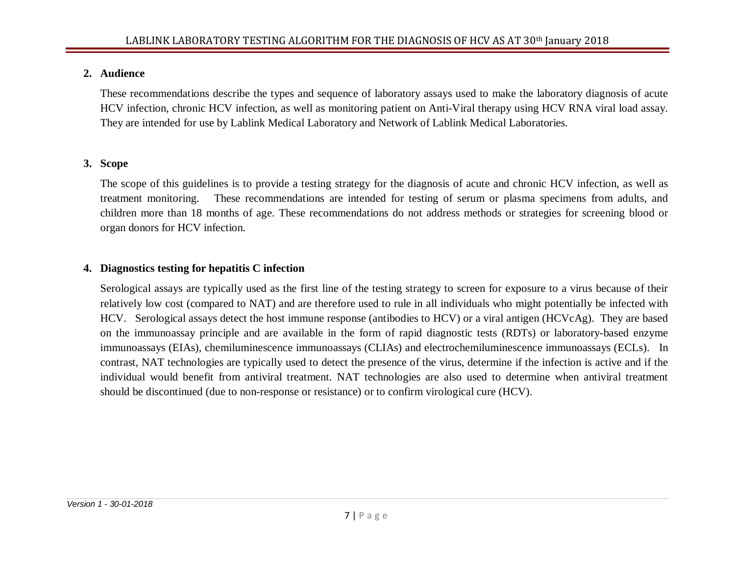## 2. Audience

These recommendations describe the types and sequence of laboratory assays used to make the laboratory diagnosis of acute HCV infection, chronic HCV infection, as well as monitoring patient on Anti-Viral therapy using HCV RNA viral load assay. They are intended for use by Lablink Medical Laboratory and Network of Lablink Medical Laboratories.

## 3. Scope

The scope of this guidelines is to provide a testing strategy for the diagnosis of acute and chronic HCV infection, as well as treatment monitoring. These recommendations are intended for testing of serum or plasma specimens from adults, and children more than 18 months of age. These recommendations do not address methods or strategies for screening blood or organ donors for HCV infection.

## 4. Diagnostics testing for hepatitis C infection

Serological assays are typically used as the first line of the testing strategy to screen for exposure to a virus because of their relatively low cost (compared to NAT) and are therefore used to rule in all individuals who might potentially be infected with HCV. Serological assays detect the host immune response (antibodies to HCV) or a viral antigen (HCVcAg). They are based on the immunoassay principle and are available in the form of rapid diagnostic tests (RDTs) or laboratory-based enzyme immunoassays (EIAs), chemiluminescence immunoassays (CLIAs) and electrochemiluminescence immunoassays (ECLs). In contrast, NAT technologies are typically used to detect the presence of the virus, determine if the infection is active and if the individual would benefit from antiviral treatment. NAT technologies are also used to determine when antiviral treatment should be discontinued (due to non-response or resistance) or to confirm virological cure (HCV).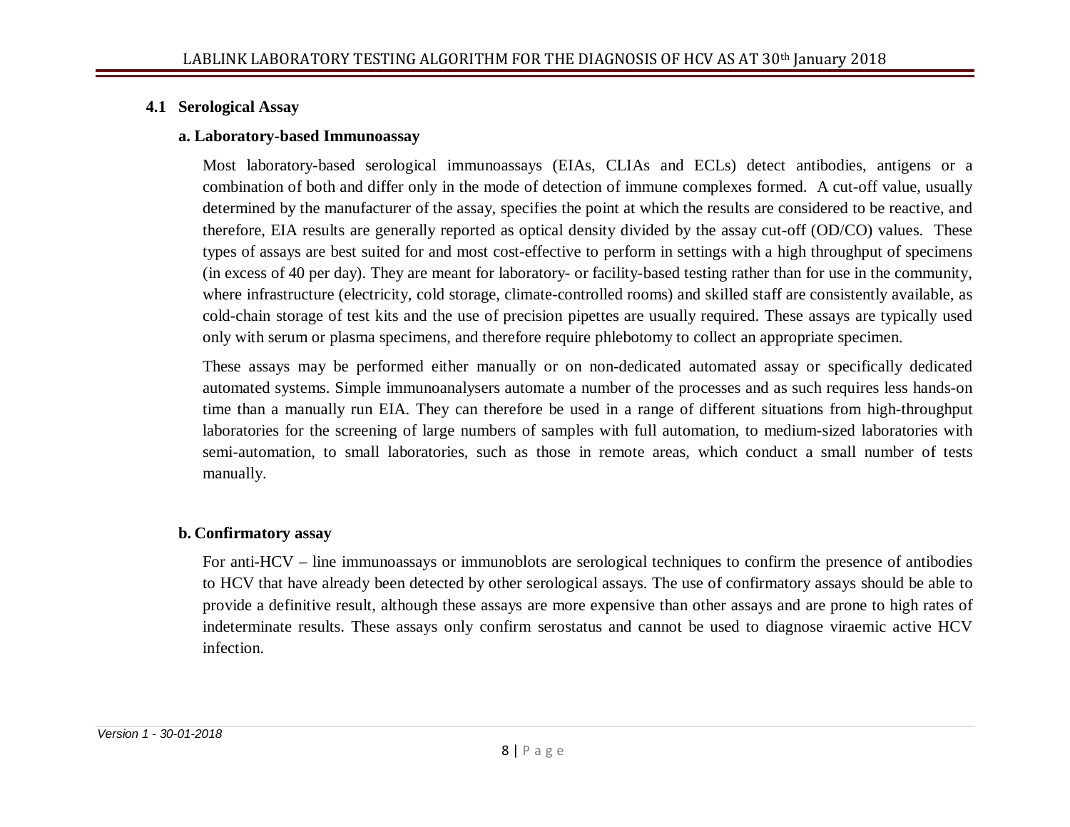### 4.1 Serological Assay

#### a. Laboratory-based Immunoassay

Most laboratory-based serological immunoassays (EIAs, CLIAs and ECLs) detect antibodies, antigens or a combination of both and differ only in the mode of detection of immune complexes formed. A cut-off value, usually determined by the manufacturer of the assay, specifies the point at which the results are considered to be reactive, and therefore, EIA results are generally reported as optical density divided by the assay cut-off (OD/CO) values. These types of assays are best suited for and most cost-effective to perform in settings with a high throughput of specimens (in excess of 40 per day). They are meant for laboratory- or facility-based testing rather than for use in the community, where infrastructure (electricity, cold storage, climate-controlled rooms) and skilled staff are consistently available, as cold-chain storage of test kits and the use of precision pipettes are usually required. These assays are typically used only with serum or plasma specimens, and therefore require phlebotomy to collect an appropriate specimen.

These assays may be performed either manually or on non-dedicated automated assay or specifically dedicated automated systems. Simple immunoanalysers automate a number of the processes and as such requires less hands-on time than a manually run EIA. They can therefore be used in a range of different situations from high-throughput laboratories for the screening of large numbers of samples with full automation, to medium-sized laboratories with semi-automation, to small laboratories, such as those in remote areas, which conduct a small number of tests manually.

#### b. Confirmatory assay

For anti-HCV – line immunoassays or immunoblots are serological techniques to confirm the presence of antibodies to HCV that have already been detected by other serological assays. The use of confirmatory assays should be able to provide a definitive result, although these assays are more expensive than other assays and are prone to high rates of indeterminate results. These assays only confirm serostatus and cannot be used to diagnose viraemic active HCV infection.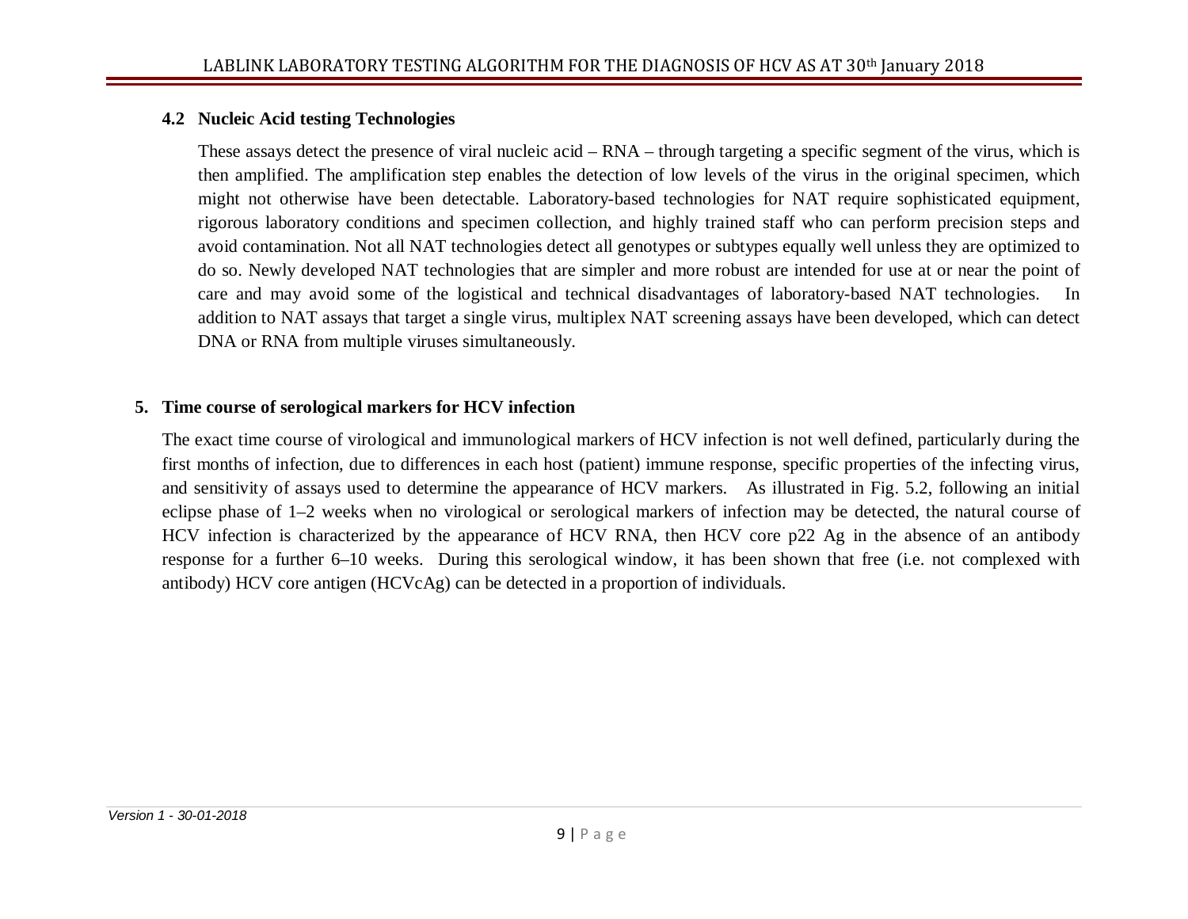### 4.2 Nucleic Acid testing Technologies

These assays detect the presence of viral nucleic acid – RNA – through targeting a specific segment of the virus, which is then amplified. The amplification step enables the detection of low levels of the virus in the original specimen, which might not otherwise have been detectable. Laboratory-based technologies for NAT require sophisticated equipment, rigorous laboratory conditions and specimen collection, and highly trained staff who can perform precision steps and avoid contamination. Not all NAT technologies detect all genotypes or subtypes equally well unless they are optimized to do so. Newly developed NAT technologies that are simpler and more robust are intended for use at or near the point of care and may avoid some of the logistical and technical disadvantages of laboratory-based NAT technologies. In addition to NAT assays that target a single virus, multiplex NAT screening assays have been developed, which can detect DNA or RNA from multiple viruses simultaneously.

## 5. Time course of serological markers for HCV infection

The exact time course of virological and immunological markers of HCV infection is not well defined, particularly during the first months of infection, due to differences in each host (patient) immune response, specific properties of the infecting virus, and sensitivity of assays used to determine the appearance of HCV markers. As illustrated in Fig. 5.2, following an initial eclipse phase of 1–2 weeks when no virological or serological markers of infection may be detected, the natural course of HCV infection is characterized by the appearance of HCV RNA, then HCV core p22 Ag in the absence of an antibody response for a further 6–10 weeks. During this serological window, it has been shown that free (i.e. not complexed with antibody) HCV core antigen (HCVcAg) can be detected in a proportion of individuals.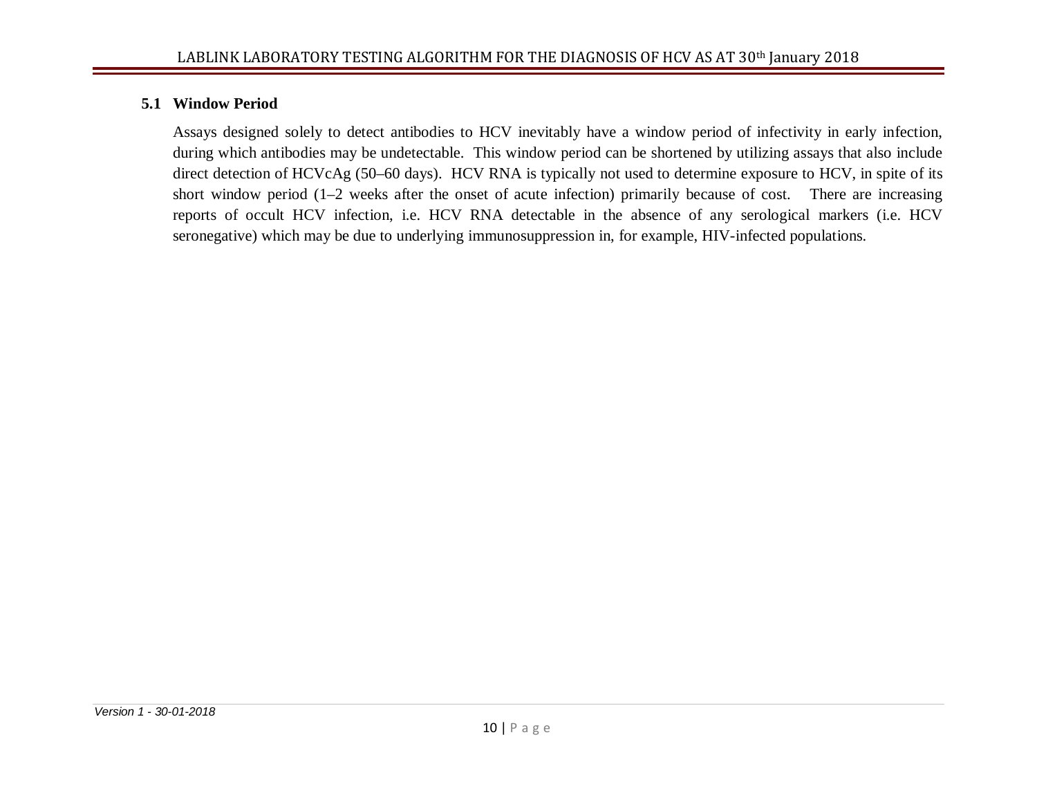## 5.1 Window Period

Assays designed solely to detect antibodies to HCV inevitably have a window period of infectivity in early infection, during which antibodies may be undetectable. This window period can be shortened by utilizing assays that also include direct detection of HCVcAg (50–60 days). HCV RNA is typically not used to determine exposure to HCV, in spite of its short window period (1–2 weeks after the onset of acute infection) primarily because of cost. There are increasing reports of occult HCV infection, i.e. HCV RNA detectable in the absence of any serological markers (i.e. HCV seronegative) which may be due to underlying immunosuppression in, for example, HIV-infected populations.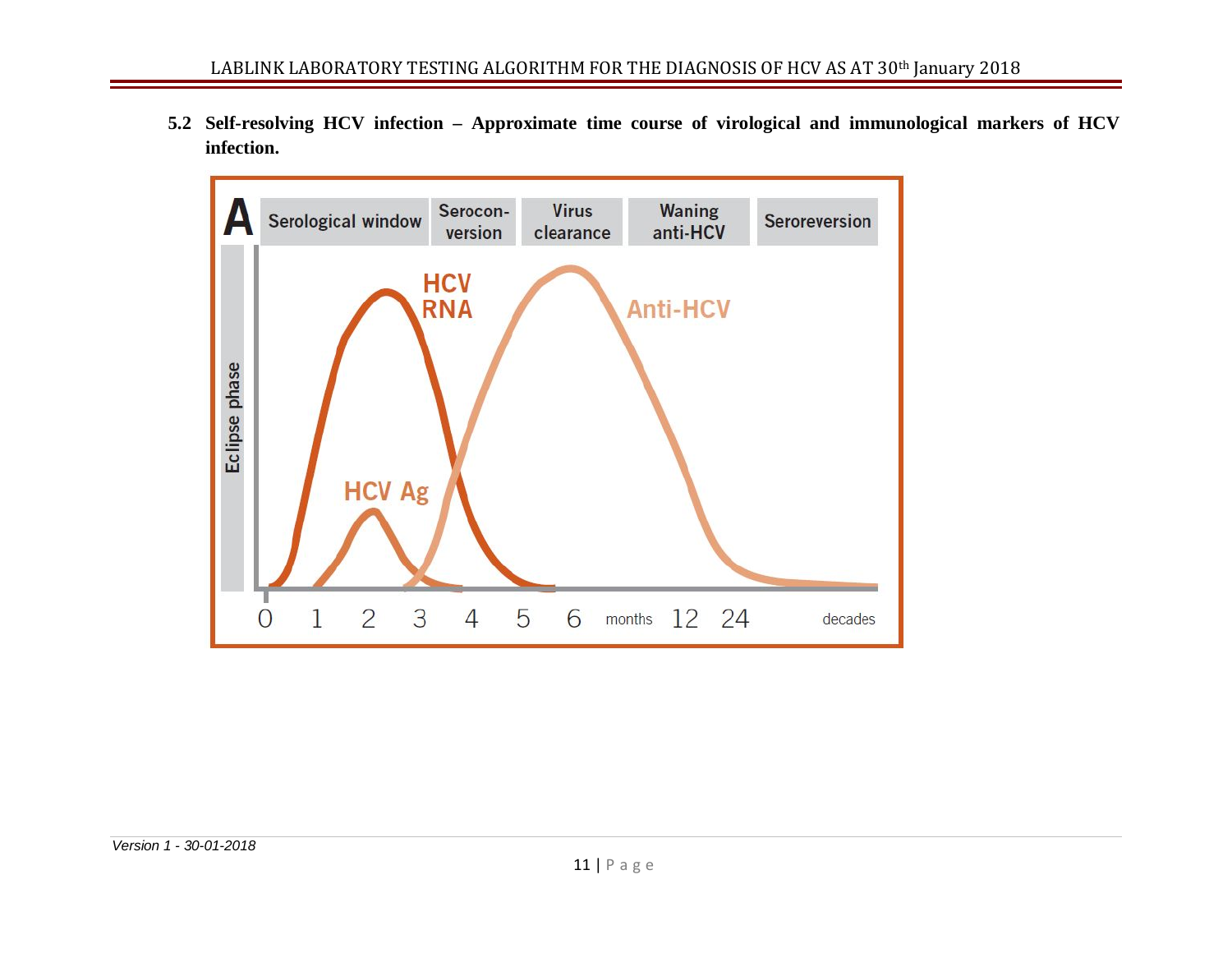## 5.2 Self-resolving HCV infection – Approximate time course of virological and immunological markers of HCV infection.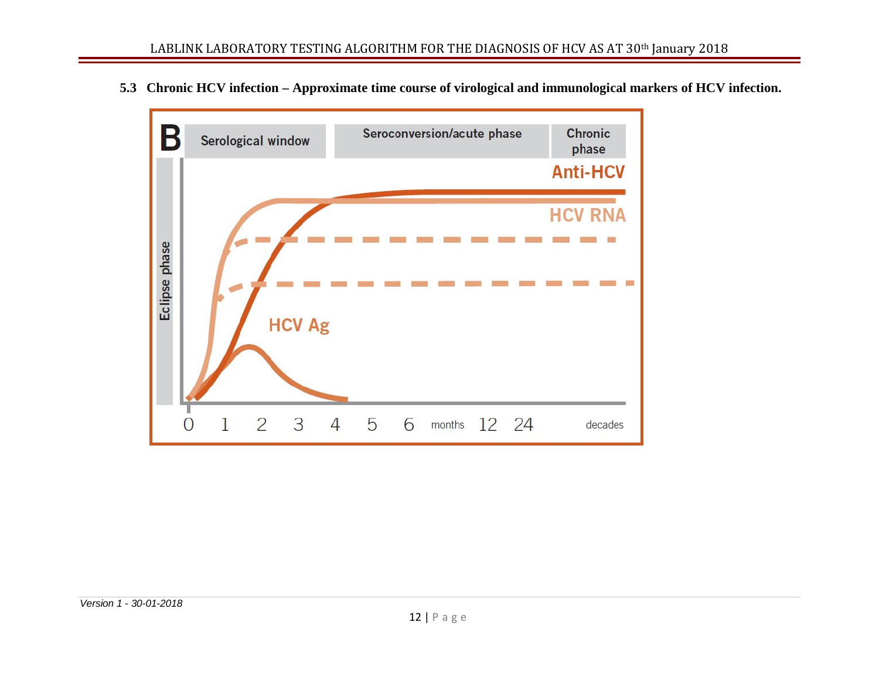### 5.3 Chronic HCV infection – Approximate time course of virological and immunological markers of HCV infection.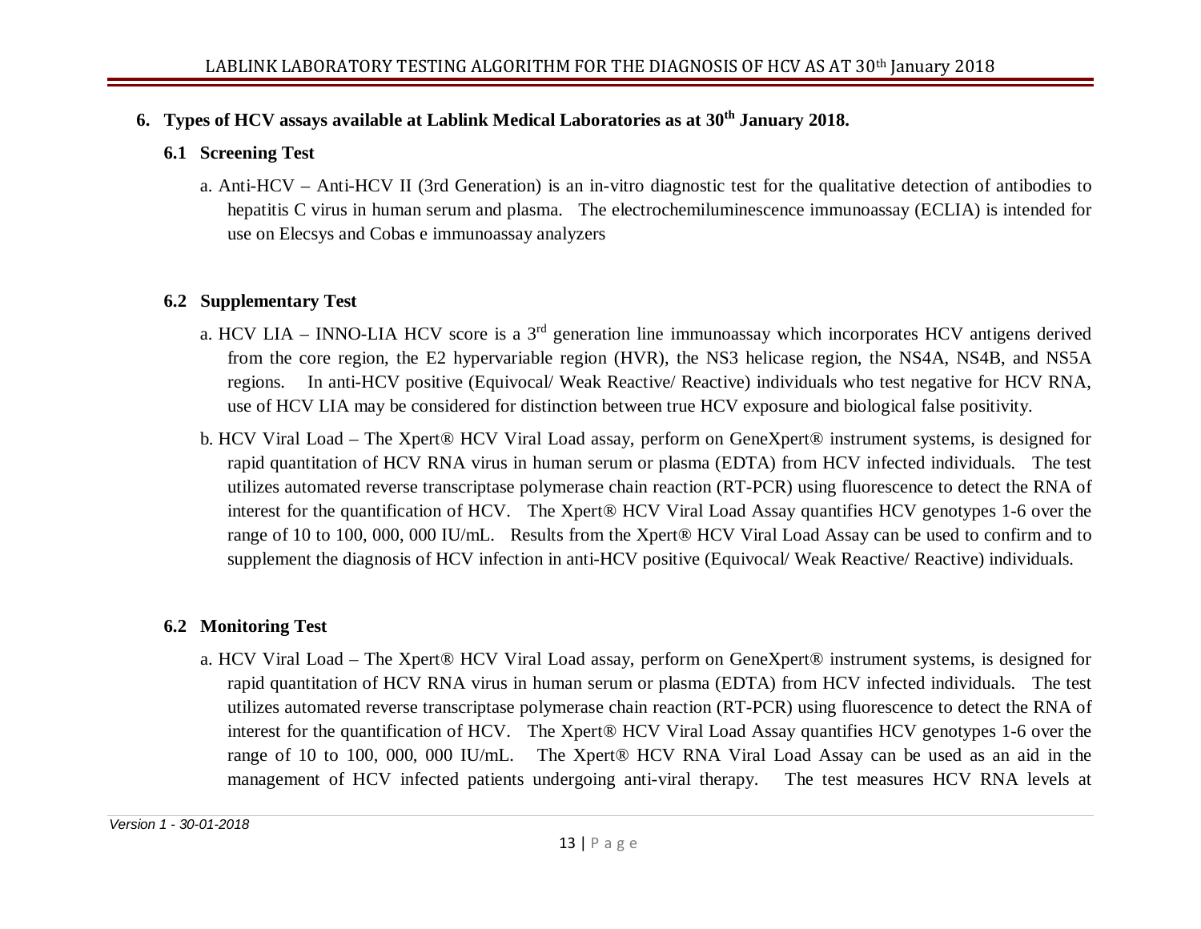## 6. Types of HCV assays available at Lablink Medical Laboratories as at 30th January 2018.

### 6.1 Screening Test

a. Anti-HCV – Anti-HCV II (3rd Generation) is an in-vitro diagnostic test for the qualitative detection of antibodies to hepatitis C virus in human serum and plasma. The electrochemiluminescence immunoassay (ECLIA) is intended for use on Elecsys and Cobas e immunoassay analyzers

### 6.2 Supplementary Test

a. HCV LIA – INNO-LIA HCV score is a 3rd generation line immunoassay which incorporates HCV antigens derived from the core region, the E2 hypervariable region (HVR), the NS3 helicase region, the NS4A, NS4B, and NS5A regions. In anti-HCV positive (Equivocal/ Weak Reactive/ Reactive) individuals who test negative for HCV RNA, use of HCV LIA may be considered for distinction between true HCV exposure and biological false positivity.

b. HCV Viral Load – The Xpert® HCV Viral Load assay, perform on GeneXpert® instrument systems, is designed for rapid quantitation of HCV RNA virus in human serum or plasma (EDTA) from HCV infected individuals. The test utilizes automated reverse transcriptase polymerase chain reaction (RT-PCR) using fluorescence to detect the RNA of interest for the quantification of HCV. The Xpert® HCV Viral Load Assay quantifies HCV genotypes 1-6 over the range of 10 to 100, 000, 000 IU/mL. Results from the Xpert® HCV Viral Load Assay can be used to confirm and to supplement the diagnosis of HCV infection in anti-HCV positive (Equivocal/ Weak Reactive/ Reactive) individuals.

### 6.2 Monitoring Test

a. HCV Viral Load – The Xpert® HCV Viral Load assay, perform on GeneXpert® instrument systems, is designed for rapid quantitation of HCV RNA virus in human serum or plasma (EDTA) from HCV infected individuals. The test utilizes automated reverse transcriptase polymerase chain reaction (RT-PCR) using fluorescence to detect the RNA of interest for the quantification of HCV. The Xpert® HCV Viral Load Assay quantifies HCV genotypes 1-6 over the range of 10 to 100, 000, 000 IU/mL. The Xpert® HCV RNA Viral Load Assay can be used as an aid in the management of HCV infected patients undergoing anti-viral therapy. The test measures HCV RNA levels at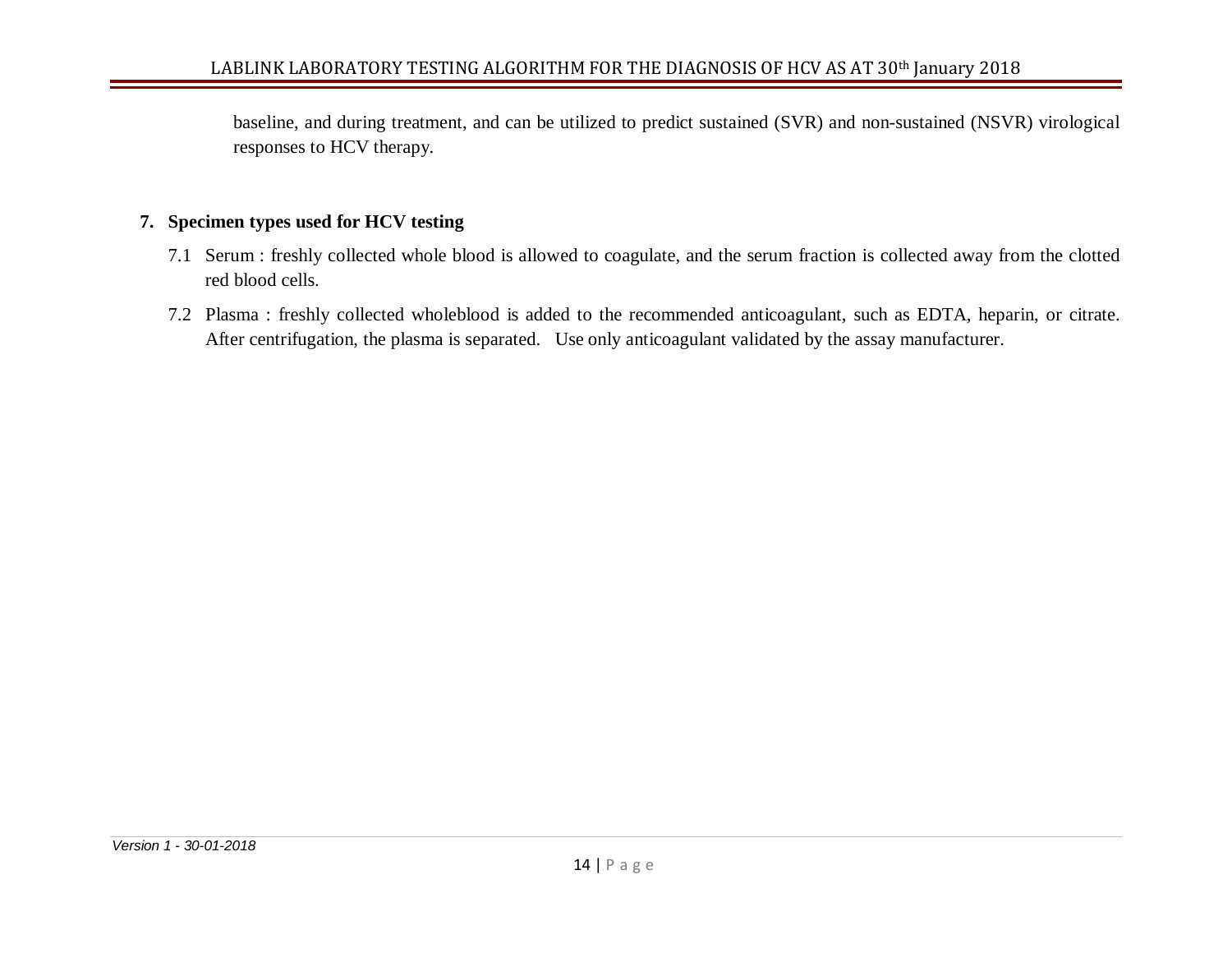baseline, and during treatment, and can be utilized to predict sustained (SVR) and non-sustained (NSVR) virological responses to HCV therapy.

## 7. Specimen types used for HCV testing

7.1 Serum : freshly collected whole blood is allowed to coagulate, and the serum fraction is collected away from the clotted red blood cells.

7.2 Plasma : freshly collected wholeblood is added to the recommended anticoagulant, such as EDTA, heparin, or citrate. After centrifugation, the plasma is separated. Use only anticoagulant validated by the assay manufacturer.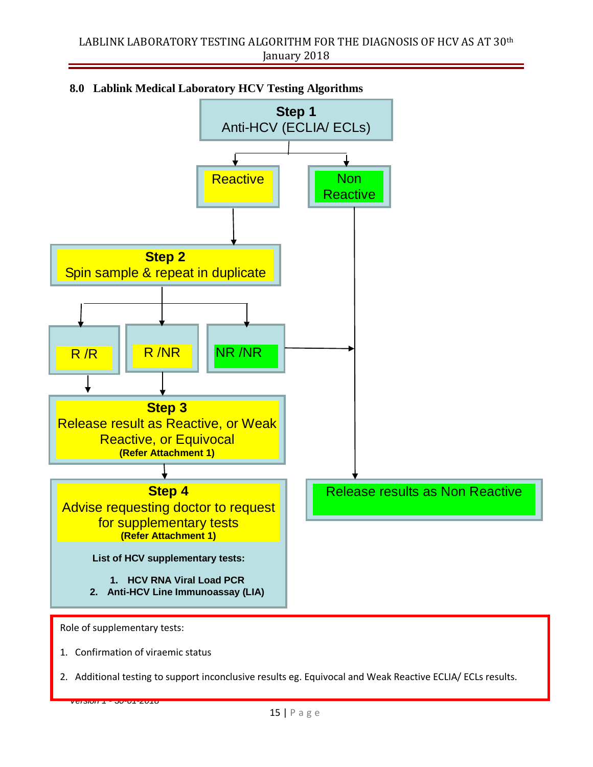## 8.0 Lablink Medical Laboratory HCV Testing Algorithms

**Step 1**
Anti-HCV (ECLIA/ ECLs)

- Reactive
- Non Reactive

**Reactive →**

**Step 2**
Spin sample & repeat in duplicate

- R /R
- R /NR
- NR /NR

**R /R and R /NR →**

**Step 3**
Release result as Reactive, or Weak Reactive, or Equivocal
**(Refer Attachment 1)**

**Step 4**
Advise requesting doctor to request for supplementary tests
**(Refer Attachment 1)**

**List of HCV supplementary tests:**

1. **HCV RNA Viral Load PCR**
2. **Anti-HCV Line Immunoassay (LIA)**

**Non Reactive and NR /NR →**

Release results as Non Reactive

Role of supplementary tests:

1. Confirmation of viraemic status
2. Additional testing to support inconclusive results eg. Equivocal and Weak Reactive ECLIA/ ECLs results.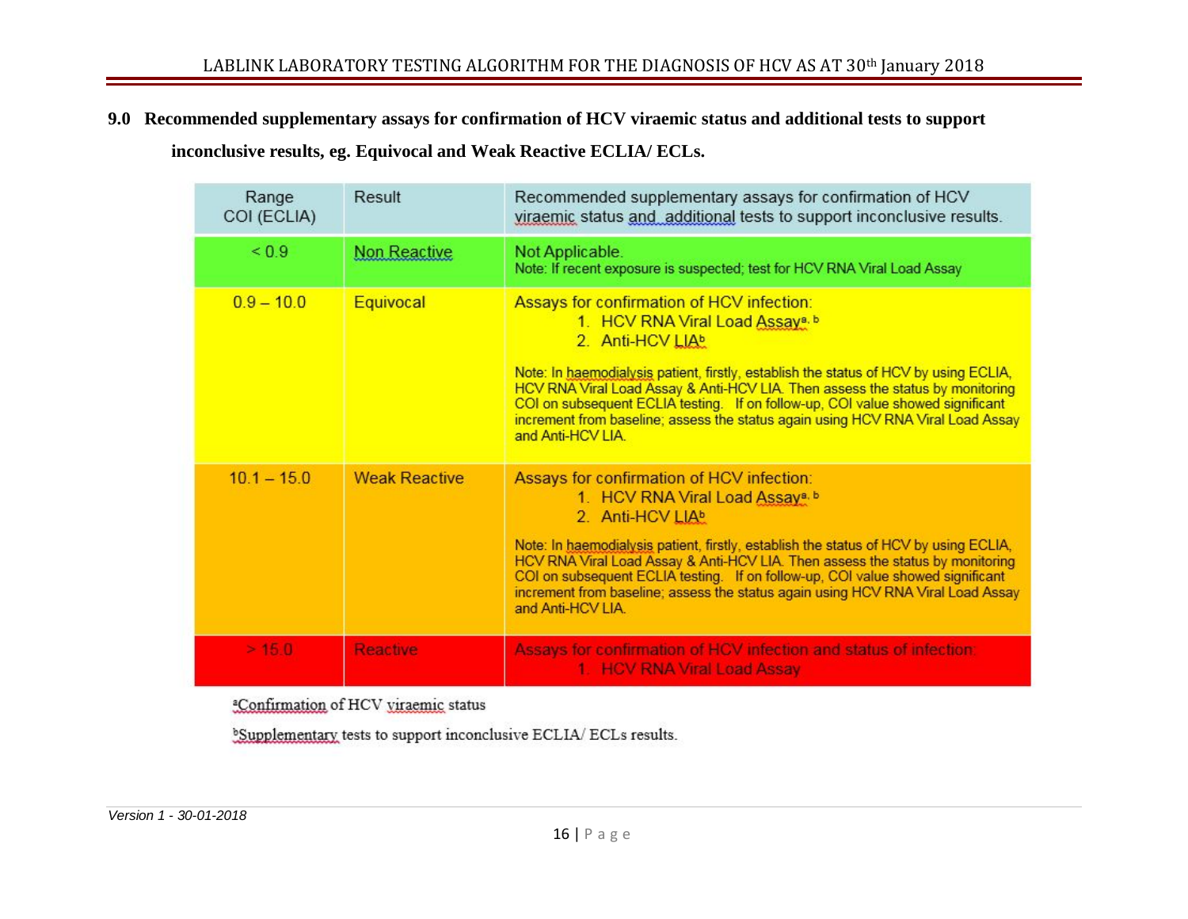## 9.0 Recommended supplementary assays for confirmation of HCV viraemic status and additional tests to support inconclusive results, eg. Equivocal and Weak Reactive ECLIA/ ECLs.

| Range COI (ECLIA) | Result | Recommended supplementary assays for confirmation of HCV viraemic status and additional tests to support inconclusive results. |
|---|---|---|
| < 0.9 | Non Reactive | Not Applicable.<br>Note: If recent exposure is suspected; test for HCV RNA Viral Load Assay |
| 0.9 – 10.0 | Equivocal | Assays for confirmation of HCV infection:<br>1. HCV RNA Viral Load Assay[a, b]<br>2. Anti-HCV LIA[b]<br>Note: In haemodialysis patient, firstly, establish the status of HCV by using ECLIA, HCV RNA Viral Load Assay & Anti-HCV LIA. Then assess the status by monitoring COI on subsequent ECLIA testing. If on follow-up, COI value showed significant increment from baseline; assess the status again using HCV RNA Viral Load Assay and Anti-HCV LIA. |
| 10.1 – 15.0 | Weak Reactive | Assays for confirmation of HCV infection:<br>1. HCV RNA Viral Load Assay[a, b]<br>2. Anti-HCV LIA[b]<br>Note: In haemodialysis patient, firstly, establish the status of HCV by using ECLIA, HCV RNA Viral Load Assay & Anti-HCV LIA. Then assess the status by monitoring COI on subsequent ECLIA testing. If on follow-up, COI value showed significant increment from baseline; assess the status again using HCV RNA Viral Load Assay and Anti-HCV LIA. |
| > 15.0 | Reactive | Assays for confirmation of HCV infection and status of infection:<br>1. HCV RNA Viral Load Assay |

[a]Confirmation of HCV viraemic status

[b]Supplementary tests to support inconclusive ECLIA/ ECLs results.

*Version 1 - 30-01-2018*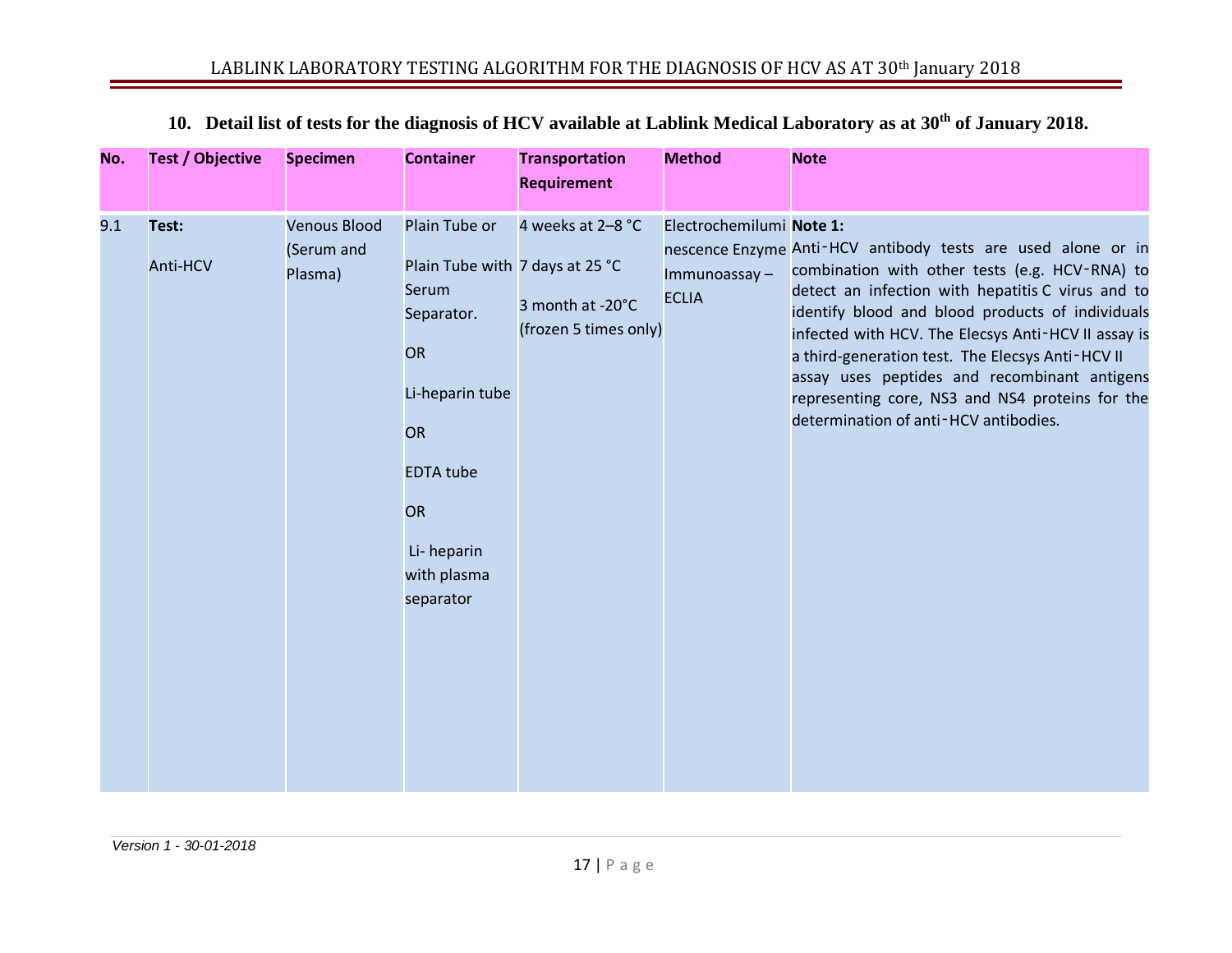## 10. Detail list of tests for the diagnosis of HCV available at Lablink Medical Laboratory as at 30th of January 2018.

| No. | Test / Objective | Specimen | Container | Transportation Requirement | Method | Note |
|---|---|---|---|---|---|---|
| 9.1 | **Test:** Anti-HCV | Venous Blood (Serum and Plasma) | Plain Tube or Plain Tube with Serum Separator. OR Li-heparin tube OR EDTA tube OR Li- heparin with plasma separator | 4 weeks at 2–8 °C<br>7 days at 25 °C<br>3 month at -20°C (frozen 5 times only) | Electrochemiluminescence Enzyme Immunoassay – ECLIA | **Note 1:** Anti‑HCV antibody tests are used alone or in combination with other tests (e.g. HCV‑RNA) to detect an infection with hepatitis C virus and to identify blood and blood products of individuals infected with HCV. The Elecsys Anti‑HCV II assay is a third-generation test. The Elecsys Anti‑HCV II assay uses peptides and recombinant antigens representing core, NS3 and NS4 proteins for the determination of anti‑HCV antibodies. |

*Version 1 - 30-01-2018*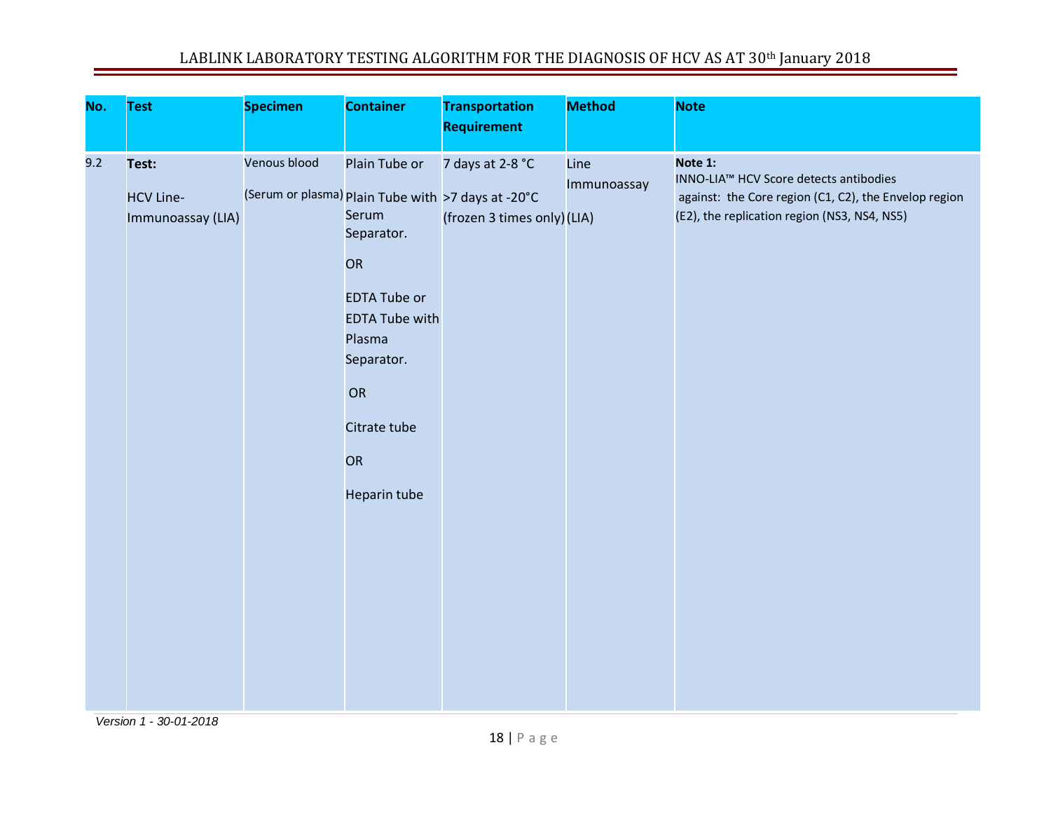| No. | Test | Specimen | Container | Transportation Requirement | Method | Note |
|---|---|---|---|---|---|---|
| 9.2 | **Test:** HCV Line-Immunoassay (LIA) | Venous blood (Serum or plasma) | Plain Tube or Plain Tube with Serum Separator. OR EDTA Tube or EDTA Tube with Plasma Separator. OR Citrate tube OR Heparin tube | 7 days at 2-8 °C >7 days at -20°C (frozen 3 times only) | Line Immunoassay (LIA) | **Note 1:** INNO-LIA™ HCV Score detects antibodies against: the Core region (C1, C2), the Envelop region (E2), the replication region (NS3, NS4, NS5) |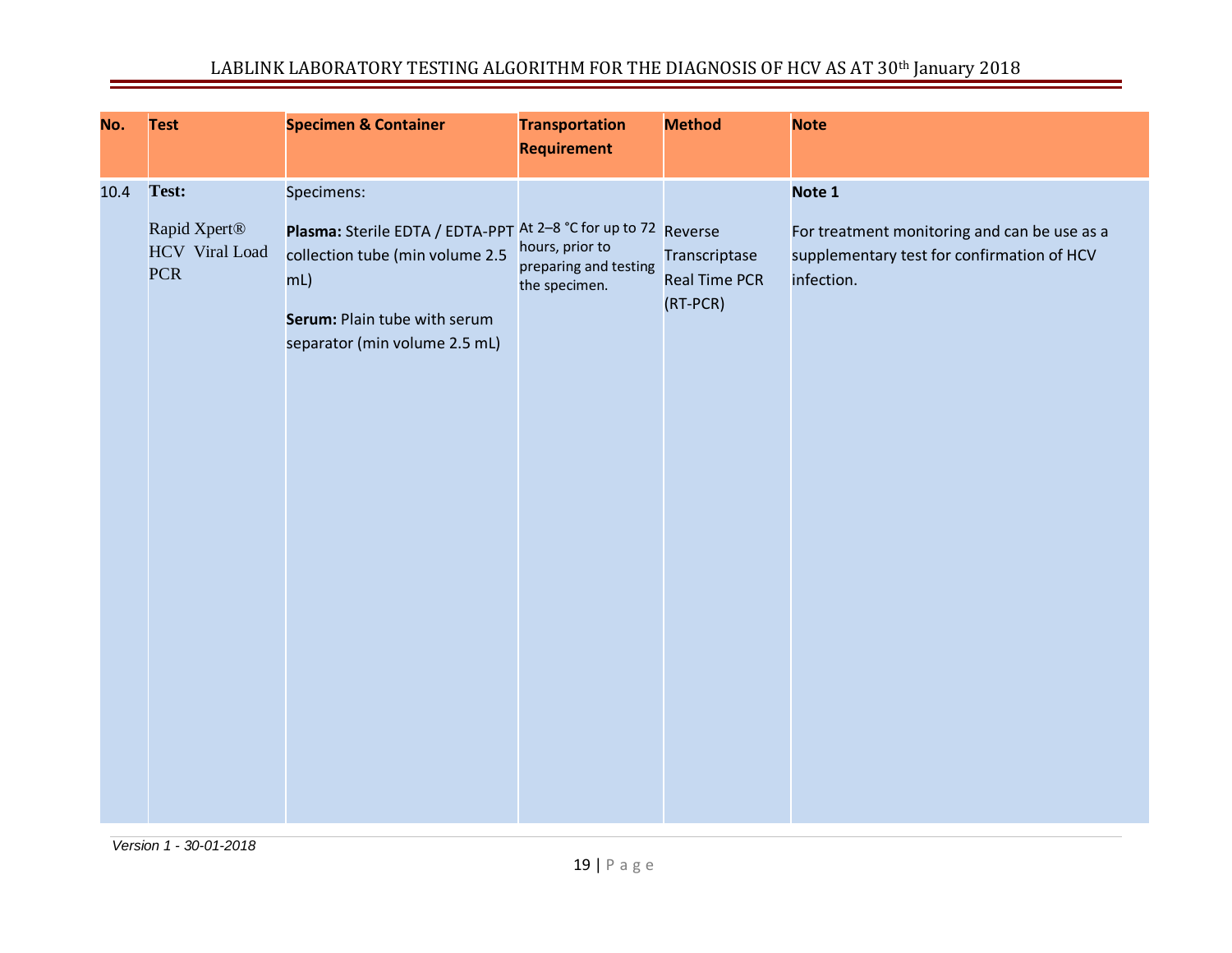| No. | Test | Specimen & Container | Transportation Requirement | Method | Note |
|---|---|---|---|---|---|
| 10.4 | **Test:** Rapid Xpert® HCV Viral Load PCR | Specimens: **Plasma:** Sterile EDTA / EDTA-PPT collection tube (min volume 2.5 mL) **Serum:** Plain tube with serum separator (min volume 2.5 mL) | At 2–8 °C for up to 72 hours, prior to preparing and testing the specimen. | Reverse Transcriptase Real Time PCR (RT-PCR) | **Note 1** For treatment monitoring and can be use as a supplementary test for confirmation of HCV infection. |

*Version 1 - 30-01-2018*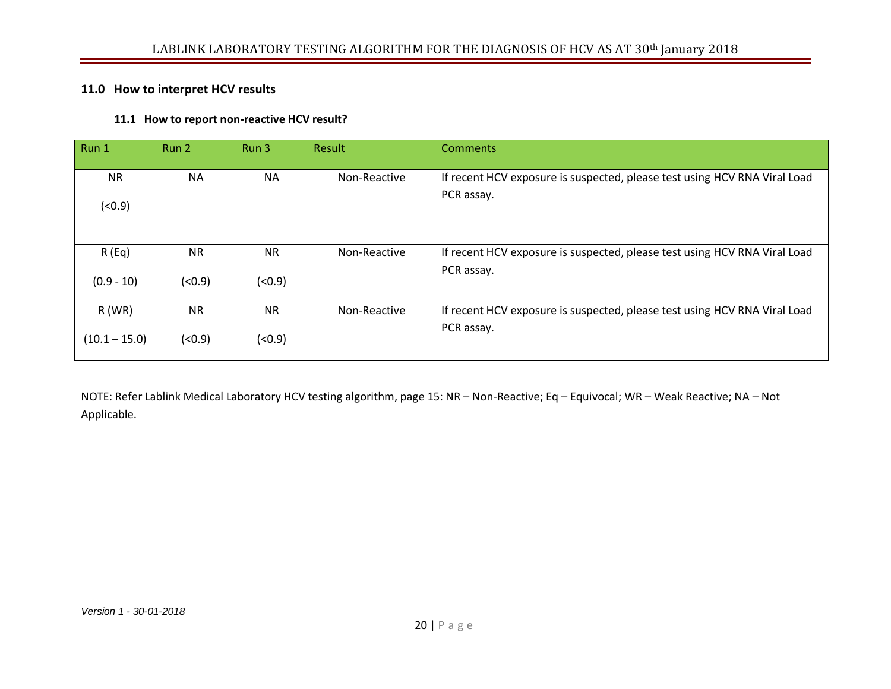## 11.0 How to interpret HCV results

### 11.1 How to report non-reactive HCV result?

| Run 1 | Run 2 | Run 3 | Result | Comments |
|---|---|---|---|---|
| NR (<0.9) | NA | NA | Non-Reactive | If recent HCV exposure is suspected, please test using HCV RNA Viral Load PCR assay. |
| R (Eq) (0.9 - 10) | NR (<0.9) | NR (<0.9) | Non-Reactive | If recent HCV exposure is suspected, please test using HCV RNA Viral Load PCR assay. |
| R (WR) (10.1 – 15.0) | NR (<0.9) | NR (<0.9) | Non-Reactive | If recent HCV exposure is suspected, please test using HCV RNA Viral Load PCR assay. |

NOTE: Refer Lablink Medical Laboratory HCV testing algorithm, page 15: NR – Non-Reactive; Eq – Equivocal; WR – Weak Reactive; NA – Not Applicable.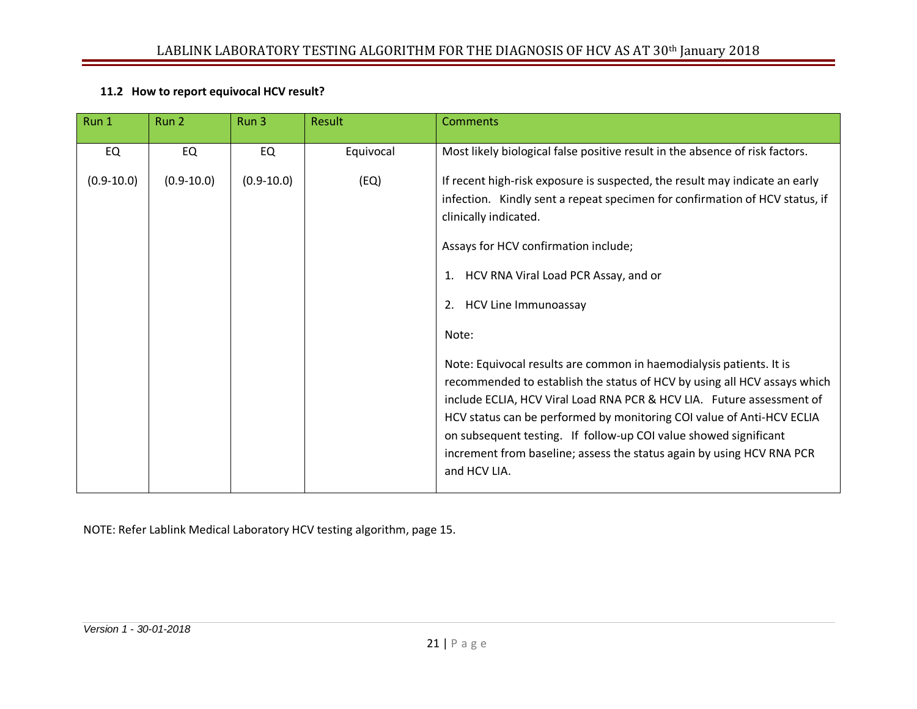### 11.2 How to report equivocal HCV result?

| Run 1 | Run 2 | Run 3 | Result | Comments |
|---|---|---|---|---|
| EQ<br><br>(0.9-10.0) | EQ<br><br>(0.9-10.0) | EQ<br><br>(0.9-10.0) | Equivocal<br><br>(EQ) | Most likely biological false positive result in the absence of risk factors.<br><br>If recent high-risk exposure is suspected, the result may indicate an early infection. Kindly sent a repeat specimen for confirmation of HCV status, if clinically indicated.<br><br>Assays for HCV confirmation include;<br><br>1. HCV RNA Viral Load PCR Assay, and or<br><br>2. HCV Line Immunoassay<br><br>Note:<br><br>Note: Equivocal results are common in haemodialysis patients. It is recommended to establish the status of HCV by using all HCV assays which include ECLIA, HCV Viral Load RNA PCR & HCV LIA. Future assessment of HCV status can be performed by monitoring COI value of Anti-HCV ECLIA on subsequent testing. If follow-up COI value showed significant increment from baseline; assess the status again by using HCV RNA PCR and HCV LIA. |

NOTE: Refer Lablink Medical Laboratory HCV testing algorithm, page 15.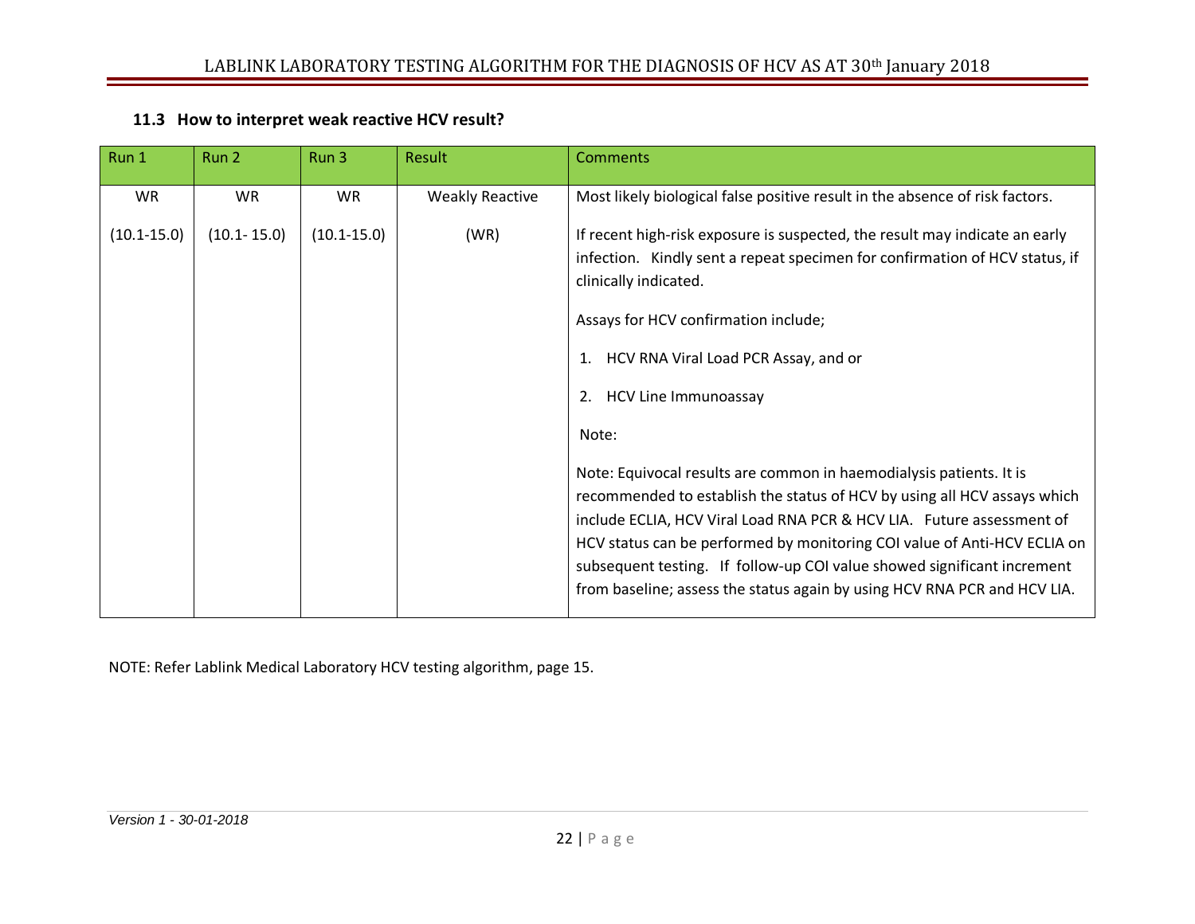### 11.3 How to interpret weak reactive HCV result?

| Run 1 | Run 2 | Run 3 | Result | Comments |
|---|---|---|---|---|
| WR<br>(10.1-15.0) | WR<br>(10.1- 15.0) | WR<br>(10.1-15.0) | Weakly Reactive<br>(WR) | Most likely biological false positive result in the absence of risk factors.<br><br>If recent high-risk exposure is suspected, the result may indicate an early infection. Kindly sent a repeat specimen for confirmation of HCV status, if clinically indicated.<br><br>Assays for HCV confirmation include;<br><br>1. HCV RNA Viral Load PCR Assay, and or<br><br>2. HCV Line Immunoassay<br><br>Note:<br><br>Note: Equivocal results are common in haemodialysis patients. It is recommended to establish the status of HCV by using all HCV assays which include ECLIA, HCV Viral Load RNA PCR & HCV LIA. Future assessment of HCV status can be performed by monitoring COI value of Anti-HCV ECLIA on subsequent testing. If follow-up COI value showed significant increment from baseline; assess the status again by using HCV RNA PCR and HCV LIA. |

NOTE: Refer Lablink Medical Laboratory HCV testing algorithm, page 15.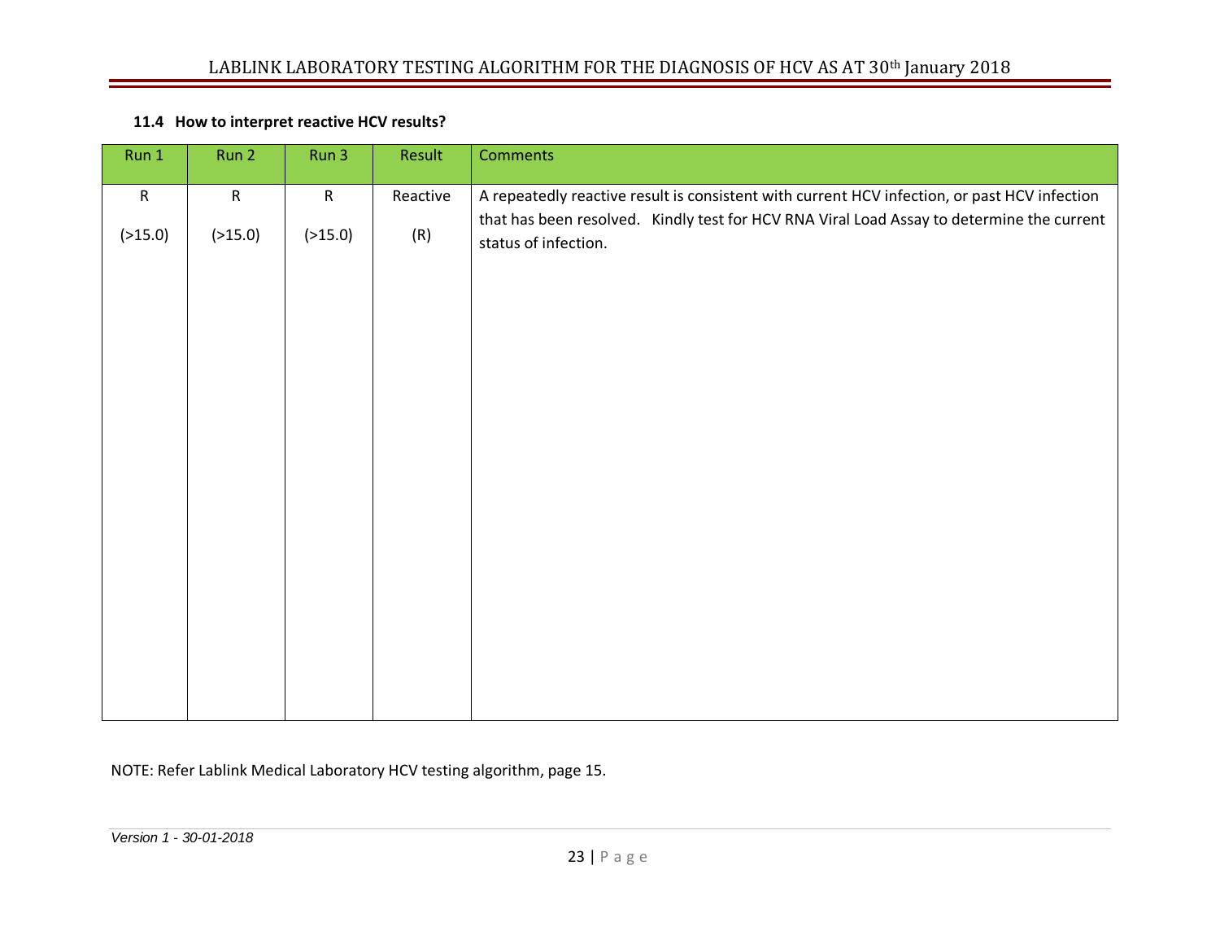### 11.4 How to interpret reactive HCV results?

| Run 1 | Run 2 | Run 3 | Result | Comments |
|---|---|---|---|---|
| R (>15.0) | R (>15.0) | R (>15.0) | Reactive (R) | A repeatedly reactive result is consistent with current HCV infection, or past HCV infection that has been resolved. Kindly test for HCV RNA Viral Load Assay to determine the current status of infection. |

NOTE: Refer Lablink Medical Laboratory HCV testing algorithm, page 15.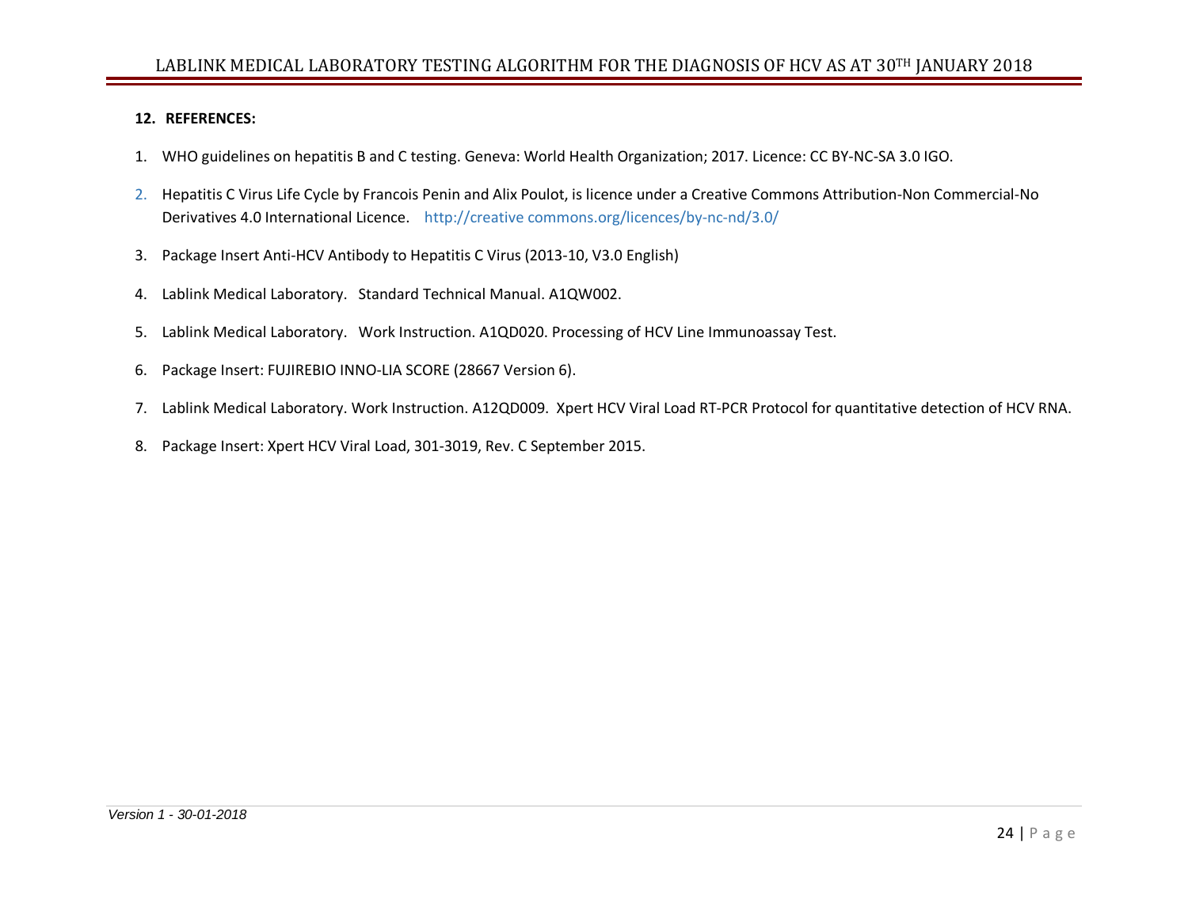## 12. REFERENCES:

1. WHO guidelines on hepatitis B and C testing. Geneva: World Health Organization; 2017. Licence: CC BY-NC-SA 3.0 IGO.
2. Hepatitis C Virus Life Cycle by Francois Penin and Alix Poulot, is licence under a Creative Commons Attribution-Non Commercial-No Derivatives 4.0 International Licence. http://creative commons.org/licences/by-nc-nd/3.0/
3. Package Insert Anti-HCV Antibody to Hepatitis C Virus (2013-10, V3.0 English)
4. Lablink Medical Laboratory. Standard Technical Manual. A1QW002.
5. Lablink Medical Laboratory. Work Instruction. A1QD020. Processing of HCV Line Immunoassay Test.
6. Package Insert: FUJIREBIO INNO-LIA SCORE (28667 Version 6).
7. Lablink Medical Laboratory. Work Instruction. A12QD009. Xpert HCV Viral Load RT-PCR Protocol for quantitative detection of HCV RNA.
8. Package Insert: Xpert HCV Viral Load, 301-3019, Rev. C September 2015.